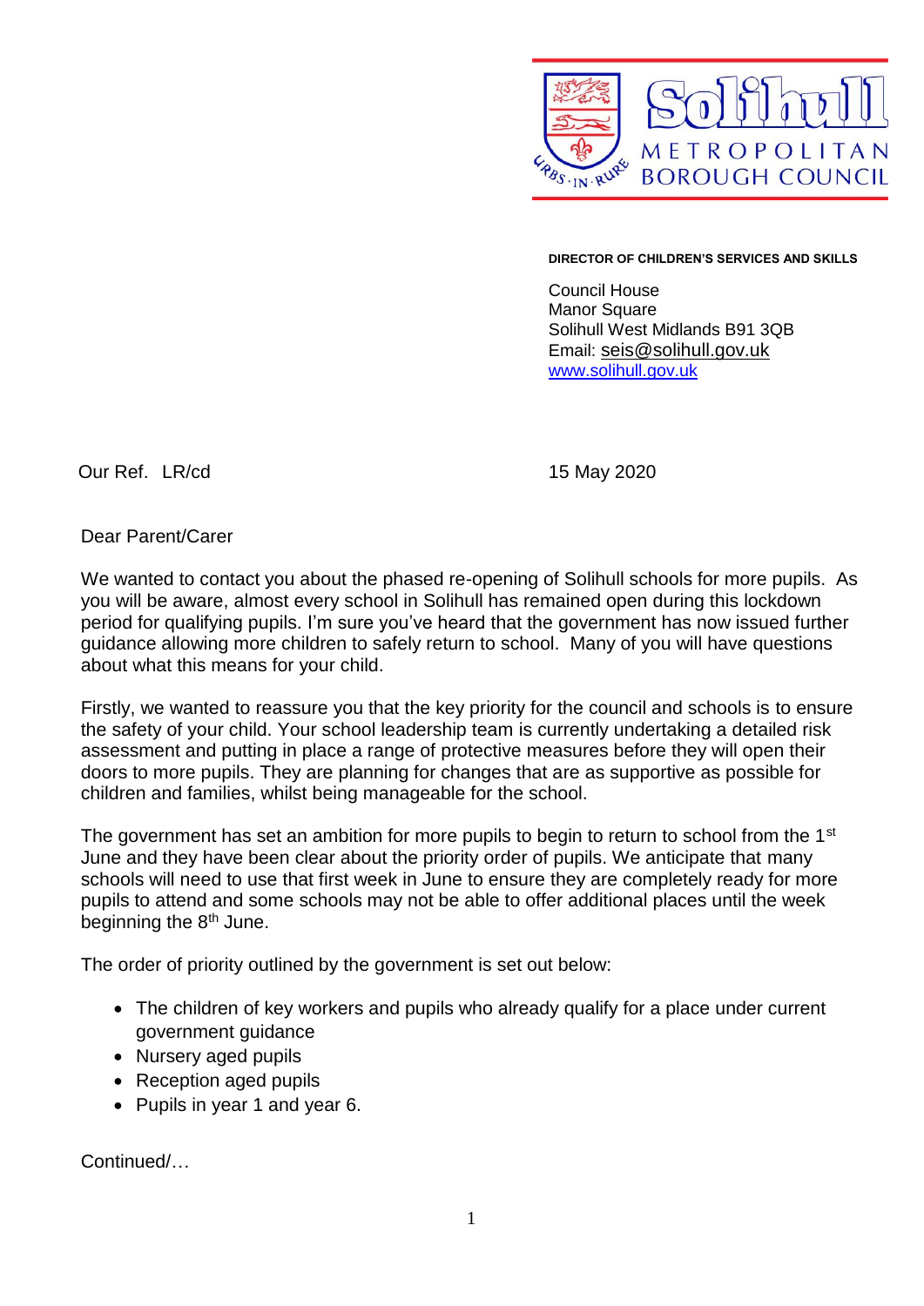Solihull METROPOLITAN BOROUGH COUNCIL

**DIRECTOR OF CHILDREN'S SERVICES AND SKILLS**

Council House
Manor Square
Solihull West Midlands B91 3QB
Email: seis@solihull.gov.uk
www.solihull.gov.uk

Our Ref. LR/cd

15 May 2020

Dear Parent/Carer

We wanted to contact you about the phased re-opening of Solihull schools for more pupils. As you will be aware, almost every school in Solihull has remained open during this lockdown period for qualifying pupils. I'm sure you've heard that the government has now issued further guidance allowing more children to safely return to school. Many of you will have questions about what this means for your child.

Firstly, we wanted to reassure you that the key priority for the council and schools is to ensure the safety of your child. Your school leadership team is currently undertaking a detailed risk assessment and putting in place a range of protective measures before they will open their doors to more pupils. They are planning for changes that are as supportive as possible for children and families, whilst being manageable for the school.

The government has set an ambition for more pupils to begin to return to school from the 1st June and they have been clear about the priority order of pupils. We anticipate that many schools will need to use that first week in June to ensure they are completely ready for more pupils to attend and some schools may not be able to offer additional places until the week beginning the 8th June.

The order of priority outlined by the government is set out below:

- The children of key workers and pupils who already qualify for a place under current government guidance
- Nursery aged pupils
- Reception aged pupils
- Pupils in year 1 and year 6.

Continued/…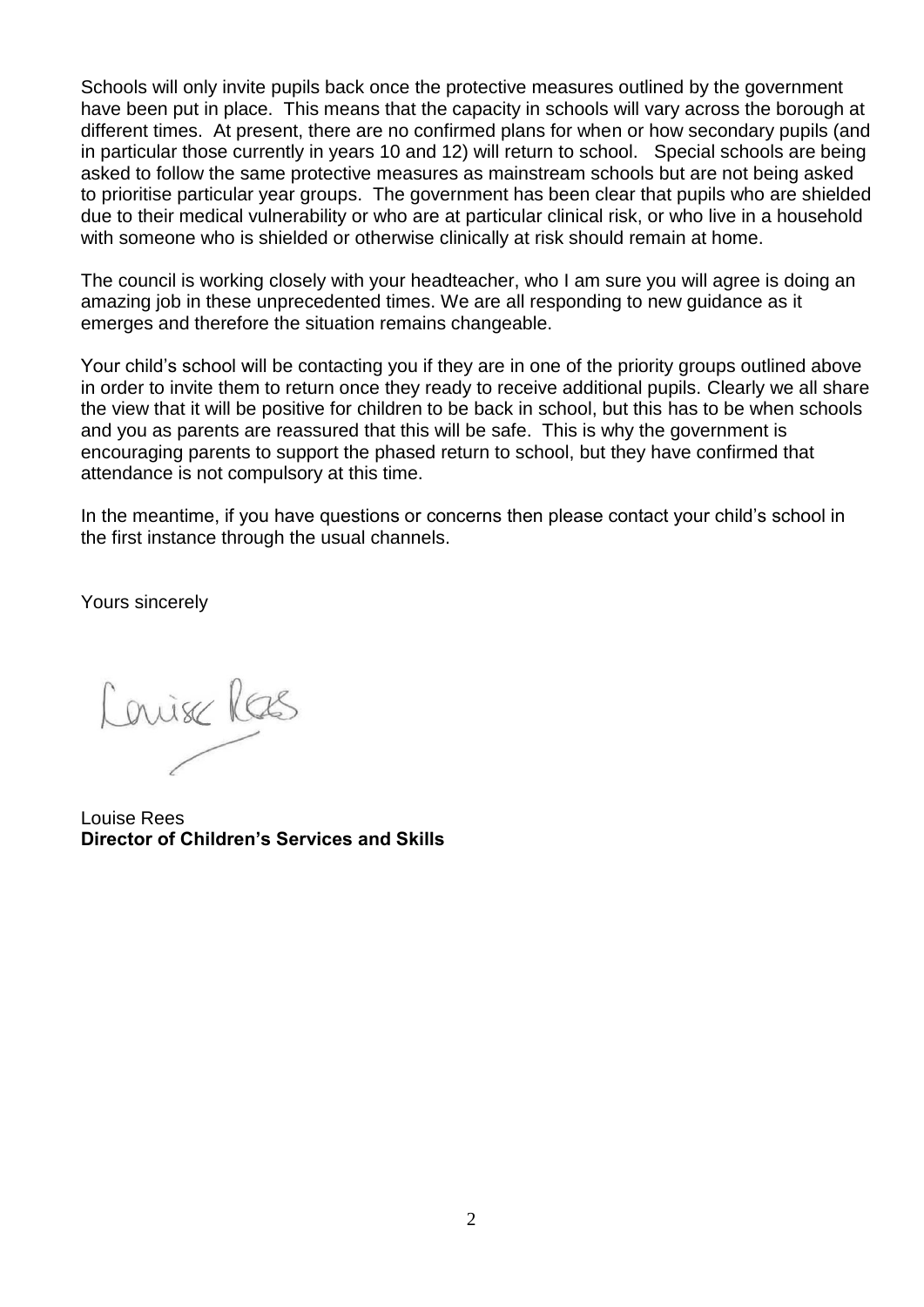Schools will only invite pupils back once the protective measures outlined by the government have been put in place. This means that the capacity in schools will vary across the borough at different times. At present, there are no confirmed plans for when or how secondary pupils (and in particular those currently in years 10 and 12) will return to school. Special schools are being asked to follow the same protective measures as mainstream schools but are not being asked to prioritise particular year groups. The government has been clear that pupils who are shielded due to their medical vulnerability or who are at particular clinical risk, or who live in a household with someone who is shielded or otherwise clinically at risk should remain at home.

The council is working closely with your headteacher, who I am sure you will agree is doing an amazing job in these unprecedented times. We are all responding to new guidance as it emerges and therefore the situation remains changeable.

Your child's school will be contacting you if they are in one of the priority groups outlined above in order to invite them to return once they ready to receive additional pupils. Clearly we all share the view that it will be positive for children to be back in school, but this has to be when schools and you as parents are reassured that this will be safe. This is why the government is encouraging parents to support the phased return to school, but they have confirmed that attendance is not compulsory at this time.

In the meantime, if you have questions or concerns then please contact your child's school in the first instance through the usual channels.

Yours sincerely

Louise Rees
**Director of Children's Services and Skills**